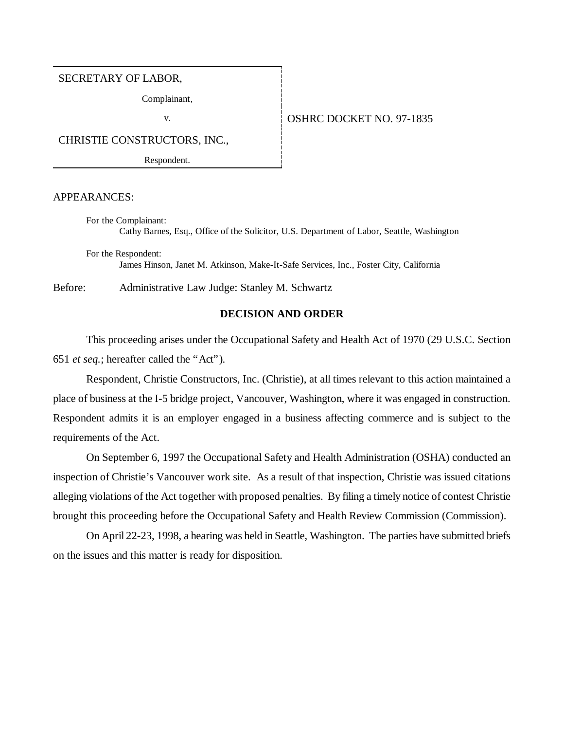SECRETARY OF LABOR,

Complainant,

v.

CHRISTIE CONSTRUCTORS, INC.,

Respondent.

OSHRC DOCKET NO. 97-1835

APPEARANCES:

For the Complainant:
Cathy Barnes, Esq., Office of the Solicitor, U.S. Department of Labor, Seattle, Washington

For the Respondent:
James Hinson, Janet M. Atkinson, Make-It-Safe Services, Inc., Foster City, California

Before: Administrative Law Judge: Stanley M. Schwartz

## DECISION AND ORDER

This proceeding arises under the Occupational Safety and Health Act of 1970 (29 U.S.C. Section 651 *et seq.*; hereafter called the "Act").

Respondent, Christie Constructors, Inc. (Christie), at all times relevant to this action maintained a place of business at the I-5 bridge project, Vancouver, Washington, where it was engaged in construction. Respondent admits it is an employer engaged in a business affecting commerce and is subject to the requirements of the Act.

On September 6, 1997 the Occupational Safety and Health Administration (OSHA) conducted an inspection of Christie's Vancouver work site. As a result of that inspection, Christie was issued citations alleging violations of the Act together with proposed penalties. By filing a timely notice of contest Christie brought this proceeding before the Occupational Safety and Health Review Commission (Commission).

On April 22-23, 1998, a hearing was held in Seattle, Washington. The parties have submitted briefs on the issues and this matter is ready for disposition.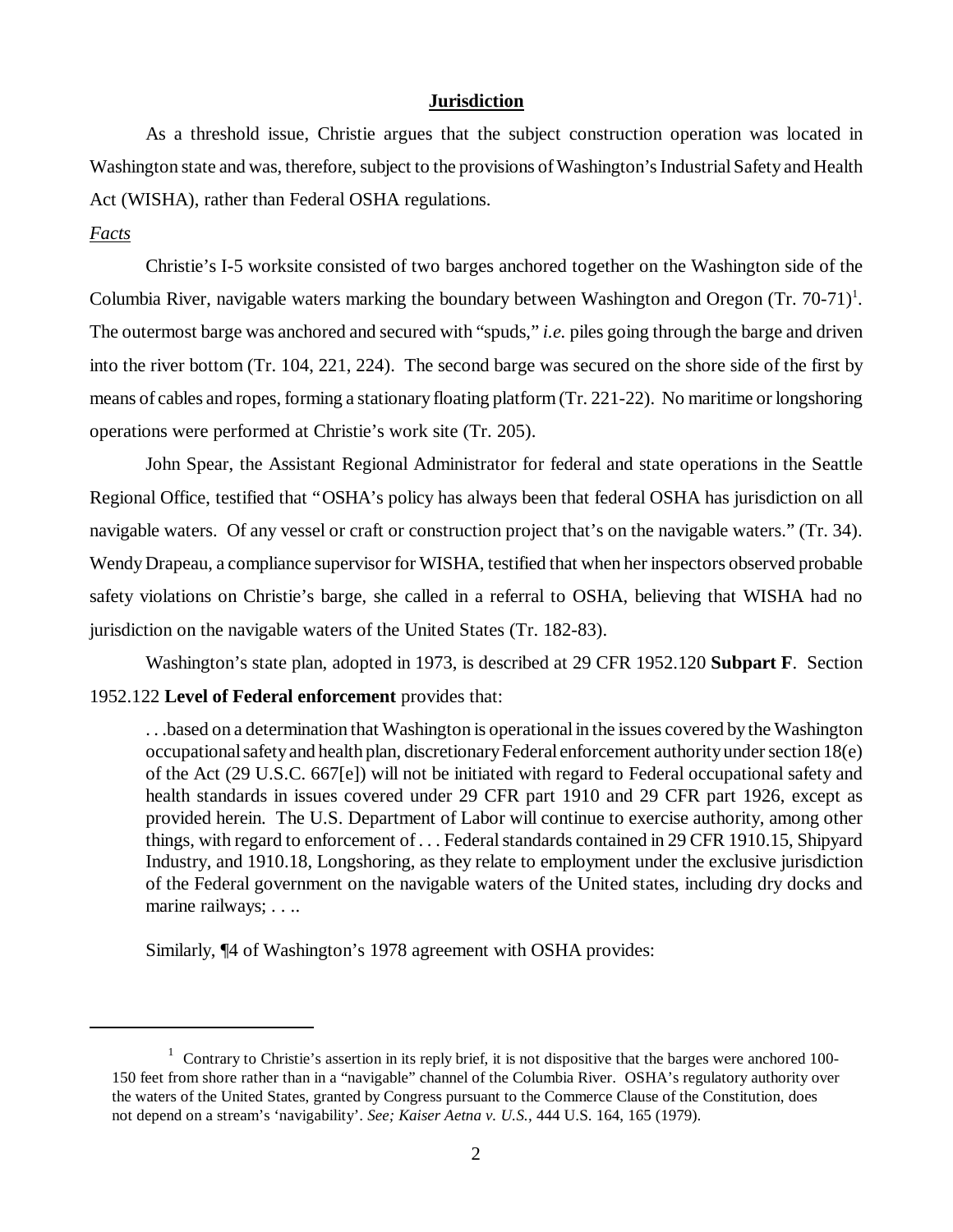## Jurisdiction

As a threshold issue, Christie argues that the subject construction operation was located in Washington state and was, therefore, subject to the provisions of Washington's Industrial Safety and Health Act (WISHA), rather than Federal OSHA regulations.

*Facts*

Christie's I-5 worksite consisted of two barges anchored together on the Washington side of the Columbia River, navigable waters marking the boundary between Washington and Oregon (Tr. 70-71)[1]. The outermost barge was anchored and secured with "spuds," *i.e.* piles going through the barge and driven into the river bottom (Tr. 104, 221, 224). The second barge was secured on the shore side of the first by means of cables and ropes, forming a stationary floating platform (Tr. 221-22). No maritime or longshoring operations were performed at Christie's work site (Tr. 205).

John Spear, the Assistant Regional Administrator for federal and state operations in the Seattle Regional Office, testified that "OSHA's policy has always been that federal OSHA has jurisdiction on all navigable waters. Of any vessel or craft or construction project that's on the navigable waters." (Tr. 34). Wendy Drapeau, a compliance supervisor for WISHA, testified that when her inspectors observed probable safety violations on Christie's barge, she called in a referral to OSHA, believing that WISHA had no jurisdiction on the navigable waters of the United States (Tr. 182-83).

Washington's state plan, adopted in 1973, is described at 29 CFR 1952.120 **Subpart F**. Section 1952.122 **Level of Federal enforcement** provides that:

> . . .based on a determination that Washington is operational in the issues covered by the Washington occupational safety and health plan, discretionary Federal enforcement authority under section 18(e) of the Act (29 U.S.C. 667[e]) will not be initiated with regard to Federal occupational safety and health standards in issues covered under 29 CFR part 1910 and 29 CFR part 1926, except as provided herein. The U.S. Department of Labor will continue to exercise authority, among other things, with regard to enforcement of . . . Federal standards contained in 29 CFR 1910.15, Shipyard Industry, and 1910.18, Longshoring, as they relate to employment under the exclusive jurisdiction of the Federal government on the navigable waters of the United states, including dry docks and marine railways; . . ..

Similarly, ¶4 of Washington's 1978 agreement with OSHA provides:

---

[1] Contrary to Christie's assertion in its reply brief, it is not dispositive that the barges were anchored 100-150 feet from shore rather than in a "navigable" channel of the Columbia River. OSHA's regulatory authority over the waters of the United States, granted by Congress pursuant to the Commerce Clause of the Constitution, does not depend on a stream's 'navigability'. *See; Kaiser Aetna v. U.S.*, 444 U.S. 164, 165 (1979).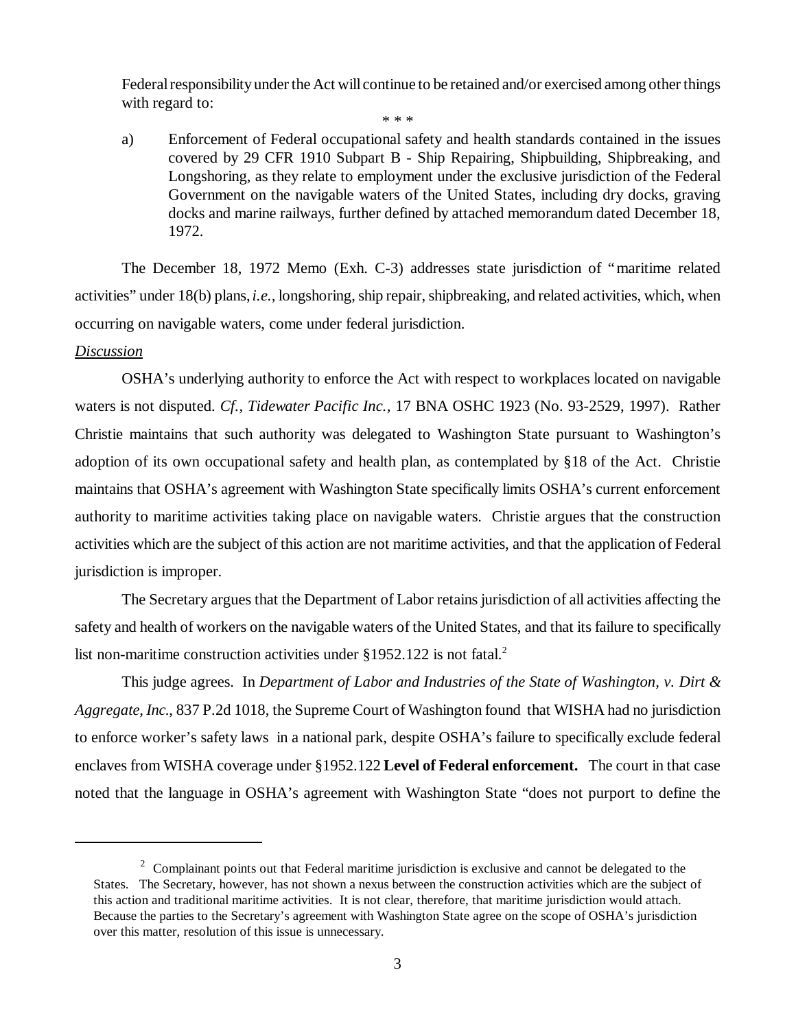Federal responsibility under the Act will continue to be retained and/or exercised among other things with regard to:

\* \* \*

a) Enforcement of Federal occupational safety and health standards contained in the issues covered by 29 CFR 1910 Subpart B - Ship Repairing, Shipbuilding, Shipbreaking, and Longshoring, as they relate to employment under the exclusive jurisdiction of the Federal Government on the navigable waters of the United States, including dry docks, graving docks and marine railways, further defined by attached memorandum dated December 18, 1972.

The December 18, 1972 Memo (Exh. C-3) addresses state jurisdiction of "maritime related activities" under 18(b) plans, *i.e.*, longshoring, ship repair, shipbreaking, and related activities, which, when occurring on navigable waters, come under federal jurisdiction.

*Discussion*

OSHA's underlying authority to enforce the Act with respect to workplaces located on navigable waters is not disputed. *Cf., Tidewater Pacific Inc.*, 17 BNA OSHC 1923 (No. 93-2529, 1997). Rather Christie maintains that such authority was delegated to Washington State pursuant to Washington's adoption of its own occupational safety and health plan, as contemplated by §18 of the Act. Christie maintains that OSHA's agreement with Washington State specifically limits OSHA's current enforcement authority to maritime activities taking place on navigable waters. Christie argues that the construction activities which are the subject of this action are not maritime activities, and that the application of Federal jurisdiction is improper.

The Secretary argues that the Department of Labor retains jurisdiction of all activities affecting the safety and health of workers on the navigable waters of the United States, and that its failure to specifically list non-maritime construction activities under §1952.122 is not fatal.[2]

This judge agrees. In *Department of Labor and Industries of the State of Washington, v. Dirt & Aggregate, Inc.*, 837 P.2d 1018, the Supreme Court of Washington found that WISHA had no jurisdiction to enforce worker's safety laws in a national park, despite OSHA's failure to specifically exclude federal enclaves from WISHA coverage under §1952.122 **Level of Federal enforcement.** The court in that case noted that the language in OSHA's agreement with Washington State "does not purport to define the

---

[2] Complainant points out that Federal maritime jurisdiction is exclusive and cannot be delegated to the States. The Secretary, however, has not shown a nexus between the construction activities which are the subject of this action and traditional maritime activities. It is not clear, therefore, that maritime jurisdiction would attach. Because the parties to the Secretary's agreement with Washington State agree on the scope of OSHA's jurisdiction over this matter, resolution of this issue is unnecessary.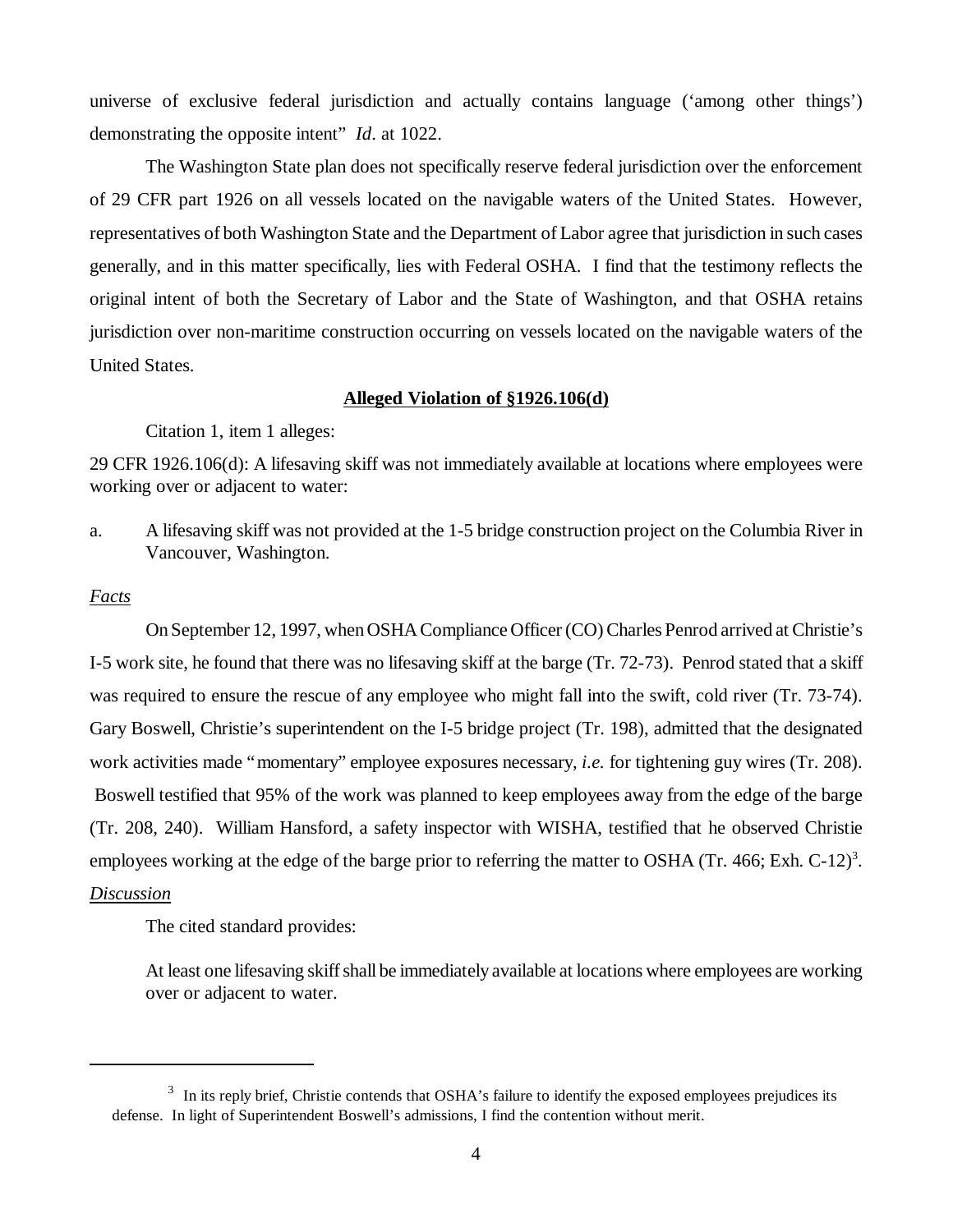universe of exclusive federal jurisdiction and actually contains language ('among other things') demonstrating the opposite intent" *Id*. at 1022.

The Washington State plan does not specifically reserve federal jurisdiction over the enforcement of 29 CFR part 1926 on all vessels located on the navigable waters of the United States. However, representatives of both Washington State and the Department of Labor agree that jurisdiction in such cases generally, and in this matter specifically, lies with Federal OSHA. I find that the testimony reflects the original intent of both the Secretary of Labor and the State of Washington, and that OSHA retains jurisdiction over non-maritime construction occurring on vessels located on the navigable waters of the United States.

**Alleged Violation of §1926.106(d)**

Citation 1, item 1 alleges:

29 CFR 1926.106(d): A lifesaving skiff was not immediately available at locations where employees were working over or adjacent to water:

a. A lifesaving skiff was not provided at the 1-5 bridge construction project on the Columbia River in Vancouver, Washington.

*Facts*

On September 12, 1997, when OSHA Compliance Officer (CO) Charles Penrod arrived at Christie's I-5 work site, he found that there was no lifesaving skiff at the barge (Tr. 72-73). Penrod stated that a skiff was required to ensure the rescue of any employee who might fall into the swift, cold river (Tr. 73-74). Gary Boswell, Christie's superintendent on the I-5 bridge project (Tr. 198), admitted that the designated work activities made "momentary" employee exposures necessary, *i.e.* for tightening guy wires (Tr. 208). Boswell testified that 95% of the work was planned to keep employees away from the edge of the barge (Tr. 208, 240). William Hansford, a safety inspector with WISHA, testified that he observed Christie employees working at the edge of the barge prior to referring the matter to OSHA (Tr. 466; Exh. C-12)[3].

*Discussion*

The cited standard provides:

> At least one lifesaving skiff shall be immediately available at locations where employees are working over or adjacent to water.

---

[3] In its reply brief, Christie contends that OSHA's failure to identify the exposed employees prejudices its defense. In light of Superintendent Boswell's admissions, I find the contention without merit.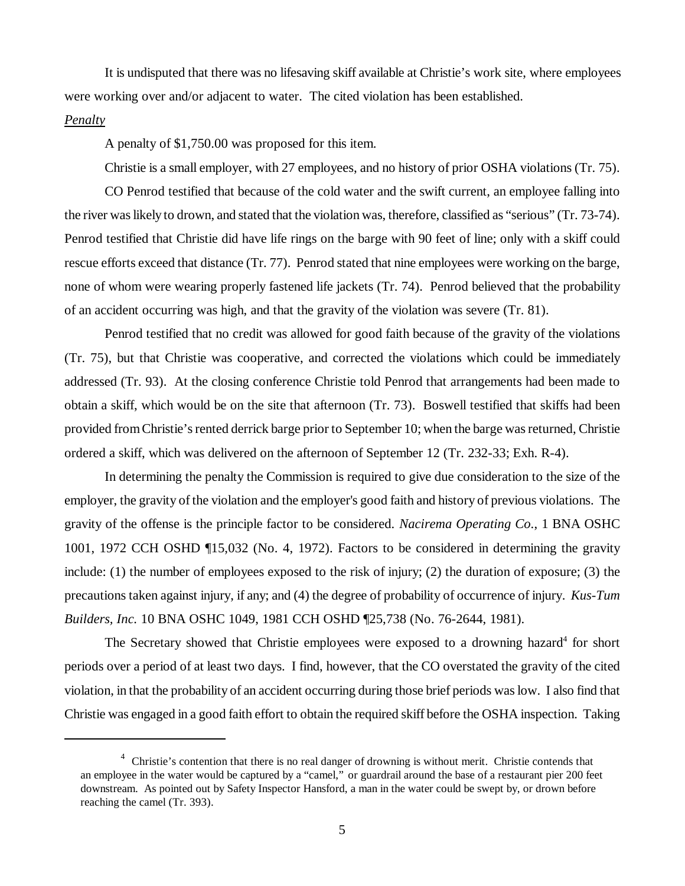It is undisputed that there was no lifesaving skiff available at Christie's work site, where employees were working over and/or adjacent to water. The cited violation has been established.

*Penalty*

A penalty of $1,750.00 was proposed for this item.

Christie is a small employer, with 27 employees, and no history of prior OSHA violations (Tr. 75).

CO Penrod testified that because of the cold water and the swift current, an employee falling into the river was likely to drown, and stated that the violation was, therefore, classified as "serious" (Tr. 73-74). Penrod testified that Christie did have life rings on the barge with 90 feet of line; only with a skiff could rescue efforts exceed that distance (Tr. 77). Penrod stated that nine employees were working on the barge, none of whom were wearing properly fastened life jackets (Tr. 74). Penrod believed that the probability of an accident occurring was high, and that the gravity of the violation was severe (Tr. 81).

Penrod testified that no credit was allowed for good faith because of the gravity of the violations (Tr. 75), but that Christie was cooperative, and corrected the violations which could be immediately addressed (Tr. 93). At the closing conference Christie told Penrod that arrangements had been made to obtain a skiff, which would be on the site that afternoon (Tr. 73). Boswell testified that skiffs had been provided from Christie's rented derrick barge prior to September 10; when the barge was returned, Christie ordered a skiff, which was delivered on the afternoon of September 12 (Tr. 232-33; Exh. R-4).

In determining the penalty the Commission is required to give due consideration to the size of the employer, the gravity of the violation and the employer's good faith and history of previous violations. The gravity of the offense is the principle factor to be considered. *Nacirema Operating Co.*, 1 BNA OSHC 1001, 1972 CCH OSHD ¶15,032 (No. 4, 1972). Factors to be considered in determining the gravity include: (1) the number of employees exposed to the risk of injury; (2) the duration of exposure; (3) the precautions taken against injury, if any; and (4) the degree of probability of occurrence of injury. *Kus-Tum Builders, Inc.* 10 BNA OSHC 1049, 1981 CCH OSHD ¶25,738 (No. 76-2644, 1981).

The Secretary showed that Christie employees were exposed to a drowning hazard[4] for short periods over a period of at least two days. I find, however, that the CO overstated the gravity of the cited violation, in that the probability of an accident occurring during those brief periods was low. I also find that Christie was engaged in a good faith effort to obtain the required skiff before the OSHA inspection. Taking

---

[4] Christie's contention that there is no real danger of drowning is without merit. Christie contends that an employee in the water would be captured by a "camel," or guardrail around the base of a restaurant pier 200 feet downstream. As pointed out by Safety Inspector Hansford, a man in the water could be swept by, or drown before reaching the camel (Tr. 393).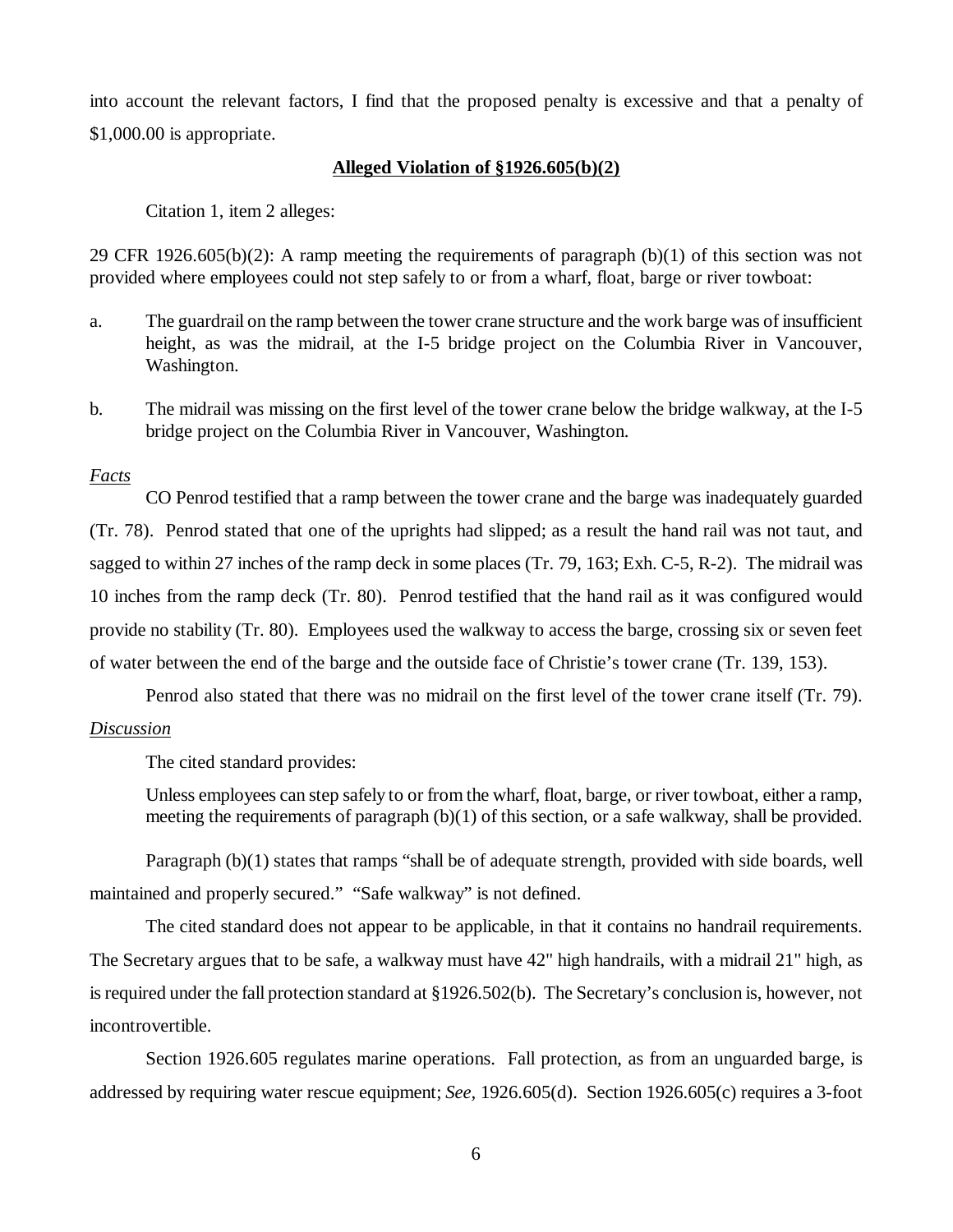into account the relevant factors, I find that the proposed penalty is excessive and that a penalty of $1,000.00 is appropriate.

## **Alleged Violation of §1926.605(b)(2)**

Citation 1, item 2 alleges:

29 CFR 1926.605(b)(2): A ramp meeting the requirements of paragraph (b)(1) of this section was not provided where employees could not step safely to or from a wharf, float, barge or river towboat:

a. The guardrail on the ramp between the tower crane structure and the work barge was of insufficient height, as was the midrail, at the I-5 bridge project on the Columbia River in Vancouver, Washington.

b. The midrail was missing on the first level of the tower crane below the bridge walkway, at the I-5 bridge project on the Columbia River in Vancouver, Washington.

*Facts*

CO Penrod testified that a ramp between the tower crane and the barge was inadequately guarded (Tr. 78). Penrod stated that one of the uprights had slipped; as a result the hand rail was not taut, and sagged to within 27 inches of the ramp deck in some places (Tr. 79, 163; Exh. C-5, R-2). The midrail was 10 inches from the ramp deck (Tr. 80). Penrod testified that the hand rail as it was configured would provide no stability (Tr. 80). Employees used the walkway to access the barge, crossing six or seven feet of water between the end of the barge and the outside face of Christie's tower crane (Tr. 139, 153).

Penrod also stated that there was no midrail on the first level of the tower crane itself (Tr. 79).

*Discussion*

The cited standard provides:

> Unless employees can step safely to or from the wharf, float, barge, or river towboat, either a ramp, meeting the requirements of paragraph (b)(1) of this section, or a safe walkway, shall be provided.

Paragraph (b)(1) states that ramps "shall be of adequate strength, provided with side boards, well maintained and properly secured." "Safe walkway" is not defined.

The cited standard does not appear to be applicable, in that it contains no handrail requirements. The Secretary argues that to be safe, a walkway must have 42" high handrails, with a midrail 21" high, as is required under the fall protection standard at §1926.502(b). The Secretary's conclusion is, however, not incontrovertible.

Section 1926.605 regulates marine operations. Fall protection, as from an unguarded barge, is addressed by requiring water rescue equipment; *See*, 1926.605(d). Section 1926.605(c) requires a 3-foot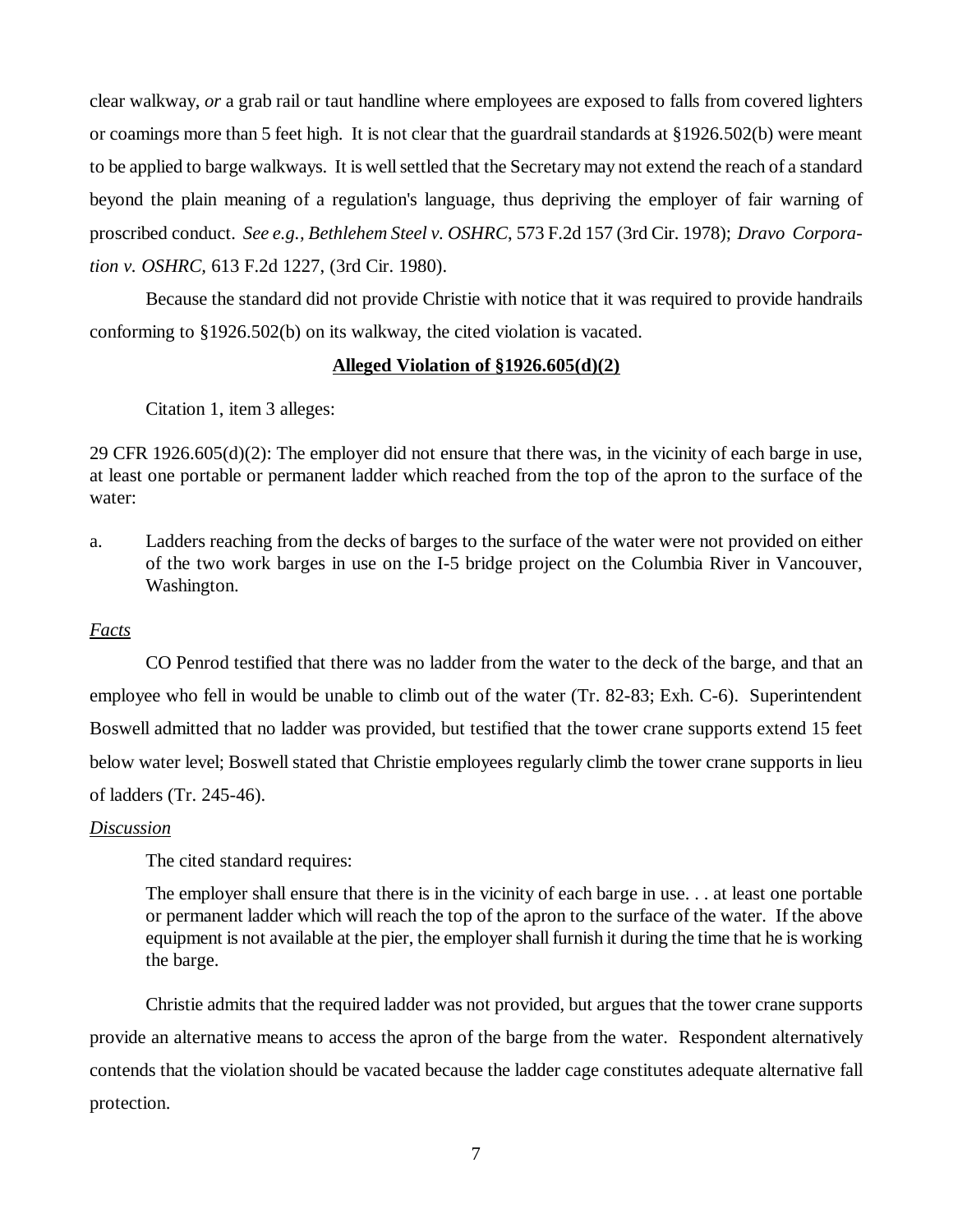clear walkway, *or* a grab rail or taut handline where employees are exposed to falls from covered lighters or coamings more than 5 feet high. It is not clear that the guardrail standards at §1926.502(b) were meant to be applied to barge walkways. It is well settled that the Secretary may not extend the reach of a standard beyond the plain meaning of a regulation's language, thus depriving the employer of fair warning of proscribed conduct. *See e.g., Bethlehem Steel v. OSHRC*, 573 F.2d 157 (3rd Cir. 1978); *Dravo Corporation v. OSHRC*, 613 F.2d 1227, (3rd Cir. 1980).

Because the standard did not provide Christie with notice that it was required to provide handrails conforming to §1926.502(b) on its walkway, the cited violation is vacated.

**Alleged Violation of §1926.605(d)(2)**

Citation 1, item 3 alleges:

29 CFR 1926.605(d)(2): The employer did not ensure that there was, in the vicinity of each barge in use, at least one portable or permanent ladder which reached from the top of the apron to the surface of the water:

a. Ladders reaching from the decks of barges to the surface of the water were not provided on either of the two work barges in use on the I-5 bridge project on the Columbia River in Vancouver, Washington.

*Facts*

CO Penrod testified that there was no ladder from the water to the deck of the barge, and that an employee who fell in would be unable to climb out of the water (Tr. 82-83; Exh. C-6). Superintendent Boswell admitted that no ladder was provided, but testified that the tower crane supports extend 15 feet below water level; Boswell stated that Christie employees regularly climb the tower crane supports in lieu of ladders (Tr. 245-46).

*Discussion*

The cited standard requires:

> The employer shall ensure that there is in the vicinity of each barge in use. . . at least one portable or permanent ladder which will reach the top of the apron to the surface of the water. If the above equipment is not available at the pier, the employer shall furnish it during the time that he is working the barge.

Christie admits that the required ladder was not provided, but argues that the tower crane supports provide an alternative means to access the apron of the barge from the water. Respondent alternatively contends that the violation should be vacated because the ladder cage constitutes adequate alternative fall protection.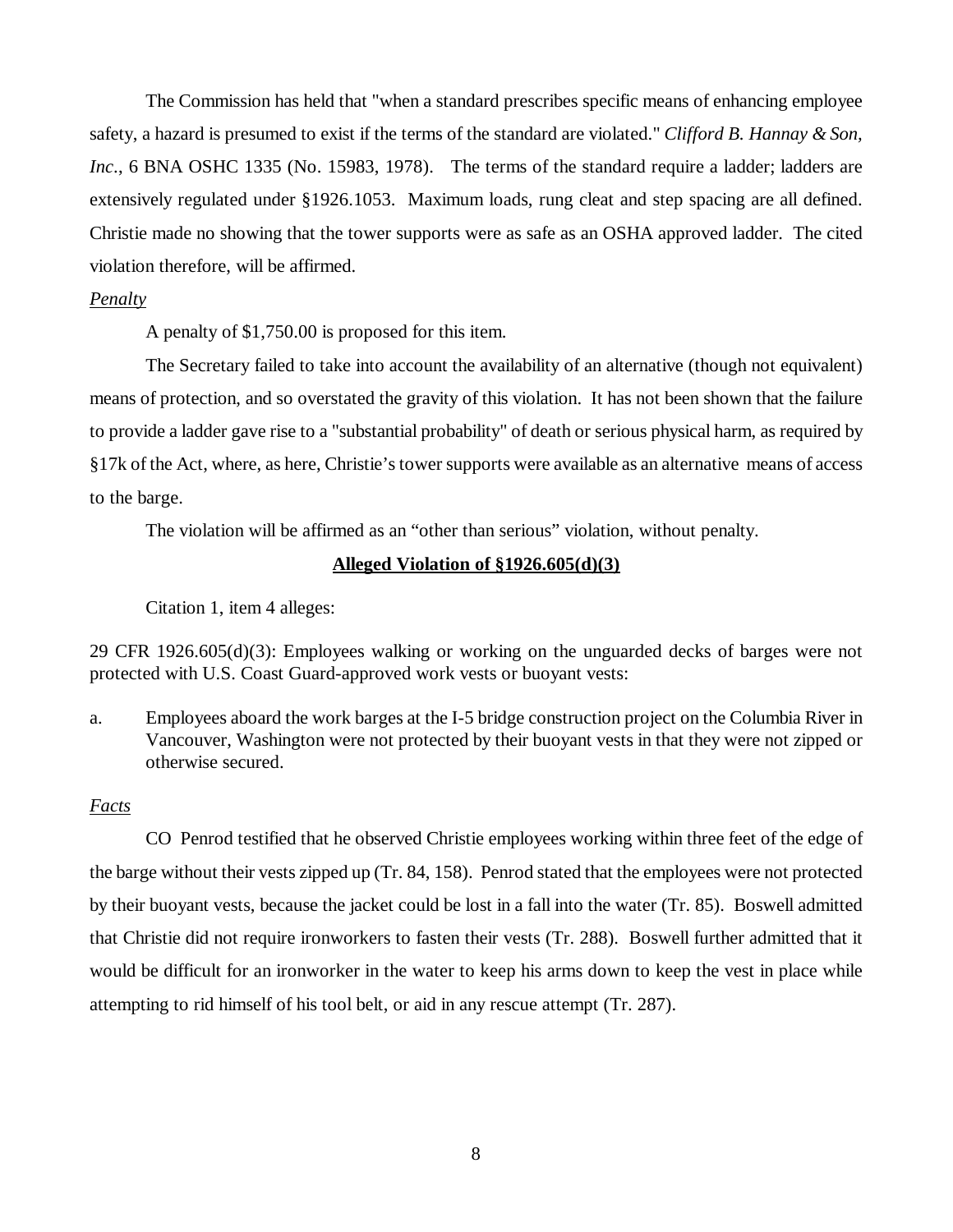The Commission has held that "when a standard prescribes specific means of enhancing employee safety, a hazard is presumed to exist if the terms of the standard are violated." *Clifford B. Hannay & Son, Inc*., 6 BNA OSHC 1335 (No. 15983, 1978). The terms of the standard require a ladder; ladders are extensively regulated under §1926.1053. Maximum loads, rung cleat and step spacing are all defined. Christie made no showing that the tower supports were as safe as an OSHA approved ladder. The cited violation therefore, will be affirmed.

*Penalty*

A penalty of $1,750.00 is proposed for this item.

The Secretary failed to take into account the availability of an alternative (though not equivalent) means of protection, and so overstated the gravity of this violation. It has not been shown that the failure to provide a ladder gave rise to a "substantial probability" of death or serious physical harm, as required by §17k of the Act, where, as here, Christie's tower supports were available as an alternative means of access to the barge.

The violation will be affirmed as an "other than serious" violation, without penalty.

**Alleged Violation of §1926.605(d)(3)**

Citation 1, item 4 alleges:

29 CFR 1926.605(d)(3): Employees walking or working on the unguarded decks of barges were not protected with U.S. Coast Guard-approved work vests or buoyant vests:

a. Employees aboard the work barges at the I-5 bridge construction project on the Columbia River in Vancouver, Washington were not protected by their buoyant vests in that they were not zipped or otherwise secured.

*Facts*

CO Penrod testified that he observed Christie employees working within three feet of the edge of the barge without their vests zipped up (Tr. 84, 158). Penrod stated that the employees were not protected by their buoyant vests, because the jacket could be lost in a fall into the water (Tr. 85). Boswell admitted that Christie did not require ironworkers to fasten their vests (Tr. 288). Boswell further admitted that it would be difficult for an ironworker in the water to keep his arms down to keep the vest in place while attempting to rid himself of his tool belt, or aid in any rescue attempt (Tr. 287).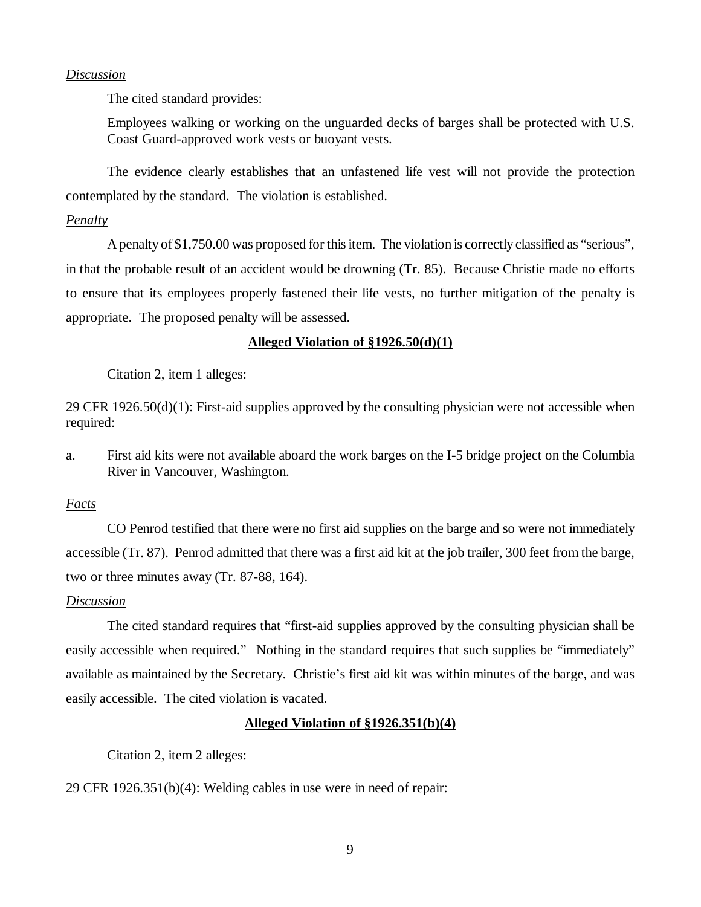*Discussion*

The cited standard provides:

> Employees walking or working on the unguarded decks of barges shall be protected with U.S. Coast Guard-approved work vests or buoyant vests.

The evidence clearly establishes that an unfastened life vest will not provide the protection contemplated by the standard. The violation is established.

*Penalty*

A penalty of $1,750.00 was proposed for this item. The violation is correctly classified as "serious", in that the probable result of an accident would be drowning (Tr. 85). Because Christie made no efforts to ensure that its employees properly fastened their life vests, no further mitigation of the penalty is appropriate. The proposed penalty will be assessed.

**Alleged Violation of §1926.50(d)(1)**

Citation 2, item 1 alleges:

29 CFR 1926.50(d)(1): First-aid supplies approved by the consulting physician were not accessible when required:

a. First aid kits were not available aboard the work barges on the I-5 bridge project on the Columbia River in Vancouver, Washington.

*Facts*

CO Penrod testified that there were no first aid supplies on the barge and so were not immediately accessible (Tr. 87). Penrod admitted that there was a first aid kit at the job trailer, 300 feet from the barge, two or three minutes away (Tr. 87-88, 164).

*Discussion*

The cited standard requires that "first-aid supplies approved by the consulting physician shall be easily accessible when required." Nothing in the standard requires that such supplies be "immediately" available as maintained by the Secretary. Christie's first aid kit was within minutes of the barge, and was easily accessible. The cited violation is vacated.

**Alleged Violation of §1926.351(b)(4)**

Citation 2, item 2 alleges:

29 CFR 1926.351(b)(4): Welding cables in use were in need of repair: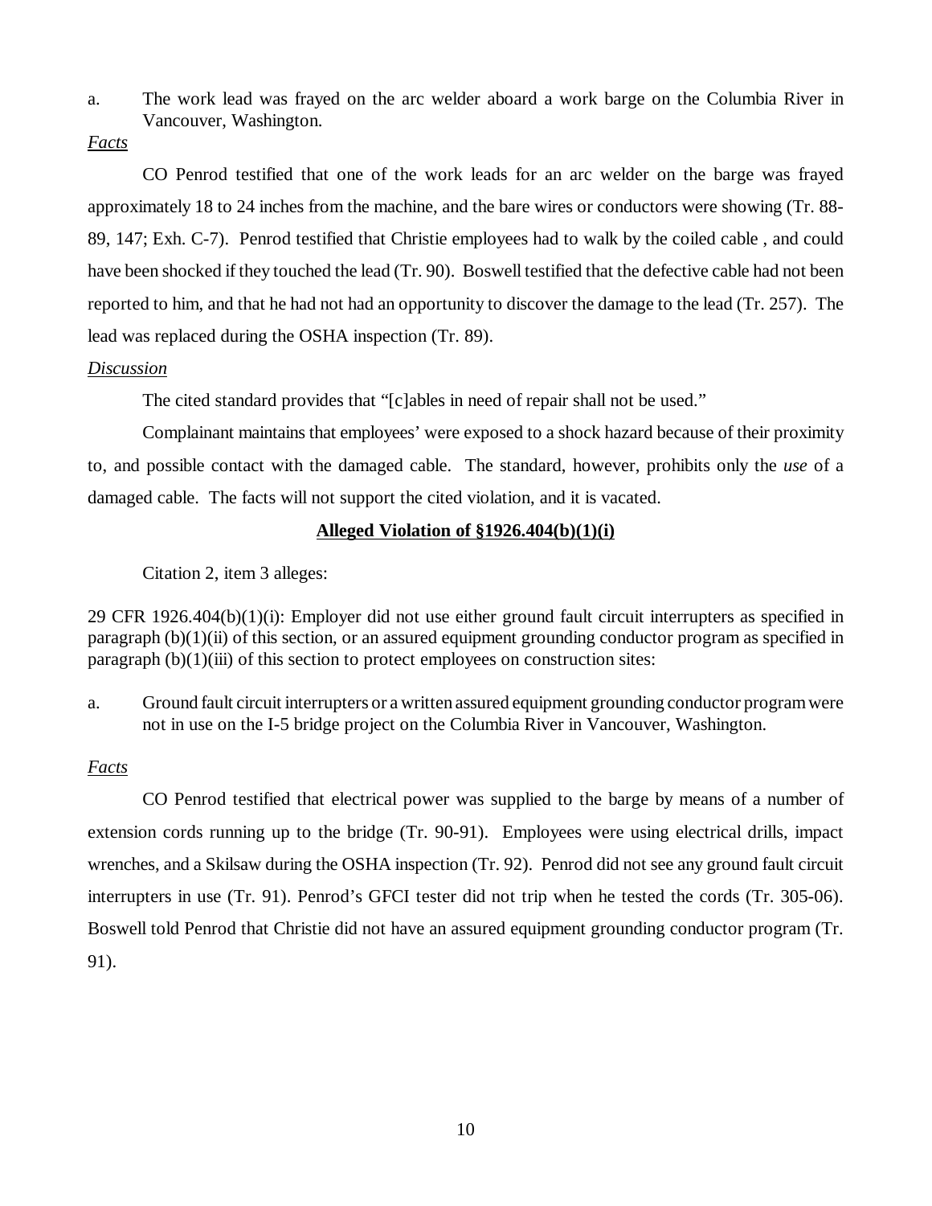a. The work lead was frayed on the arc welder aboard a work barge on the Columbia River in Vancouver, Washington.

*Facts*

CO Penrod testified that one of the work leads for an arc welder on the barge was frayed approximately 18 to 24 inches from the machine, and the bare wires or conductors were showing (Tr. 88-89, 147; Exh. C-7). Penrod testified that Christie employees had to walk by the coiled cable , and could have been shocked if they touched the lead (Tr. 90). Boswell testified that the defective cable had not been reported to him, and that he had not had an opportunity to discover the damage to the lead (Tr. 257). The lead was replaced during the OSHA inspection (Tr. 89).

*Discussion*

The cited standard provides that "[c]ables in need of repair shall not be used."

Complainant maintains that employees' were exposed to a shock hazard because of their proximity to, and possible contact with the damaged cable. The standard, however, prohibits only the *use* of a damaged cable. The facts will not support the cited violation, and it is vacated.

**Alleged Violation of §1926.404(b)(1)(i)**

Citation 2, item 3 alleges:

29 CFR 1926.404(b)(1)(i): Employer did not use either ground fault circuit interrupters as specified in paragraph (b)(1)(ii) of this section, or an assured equipment grounding conductor program as specified in paragraph (b)(1)(iii) of this section to protect employees on construction sites:

a. Ground fault circuit interrupters or a written assured equipment grounding conductor program were not in use on the I-5 bridge project on the Columbia River in Vancouver, Washington.

*Facts*

CO Penrod testified that electrical power was supplied to the barge by means of a number of extension cords running up to the bridge (Tr. 90-91). Employees were using electrical drills, impact wrenches, and a Skilsaw during the OSHA inspection (Tr. 92). Penrod did not see any ground fault circuit interrupters in use (Tr. 91). Penrod's GFCI tester did not trip when he tested the cords (Tr. 305-06). Boswell told Penrod that Christie did not have an assured equipment grounding conductor program (Tr. 91).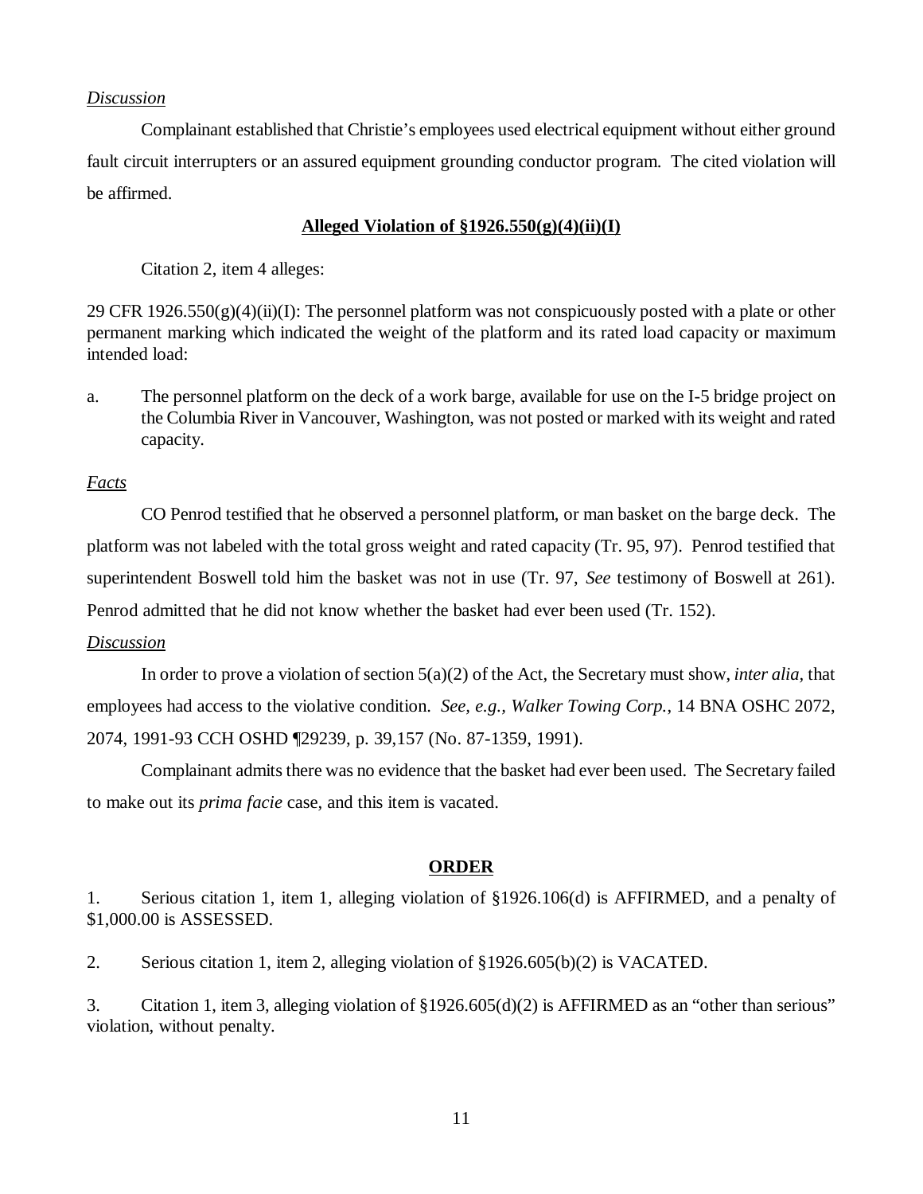*Discussion*

Complainant established that Christie's employees used electrical equipment without either ground fault circuit interrupters or an assured equipment grounding conductor program. The cited violation will be affirmed.

**Alleged Violation of §1926.550(g)(4)(ii)(I)**

Citation 2, item 4 alleges:

29 CFR 1926.550(g)(4)(ii)(I): The personnel platform was not conspicuously posted with a plate or other permanent marking which indicated the weight of the platform and its rated load capacity or maximum intended load:

a. The personnel platform on the deck of a work barge, available for use on the I-5 bridge project on the Columbia River in Vancouver, Washington, was not posted or marked with its weight and rated capacity.

*Facts*

CO Penrod testified that he observed a personnel platform, or man basket on the barge deck. The platform was not labeled with the total gross weight and rated capacity (Tr. 95, 97). Penrod testified that superintendent Boswell told him the basket was not in use (Tr. 97, *See* testimony of Boswell at 261). Penrod admitted that he did not know whether the basket had ever been used (Tr. 152).

*Discussion*

In order to prove a violation of section 5(a)(2) of the Act, the Secretary must show, *inter alia,* that employees had access to the violative condition. *See, e.g., Walker Towing Corp.*, 14 BNA OSHC 2072, 2074, 1991-93 CCH OSHD ¶29239, p. 39,157 (No. 87-1359, 1991).

Complainant admits there was no evidence that the basket had ever been used. The Secretary failed to make out its *prima facie* case, and this item is vacated.

**ORDER**

1. Serious citation 1, item 1, alleging violation of §1926.106(d) is AFFIRMED, and a penalty of $1,000.00 is ASSESSED.

2. Serious citation 1, item 2, alleging violation of §1926.605(b)(2) is VACATED.

3. Citation 1, item 3, alleging violation of §1926.605(d)(2) is AFFIRMED as an "other than serious" violation, without penalty.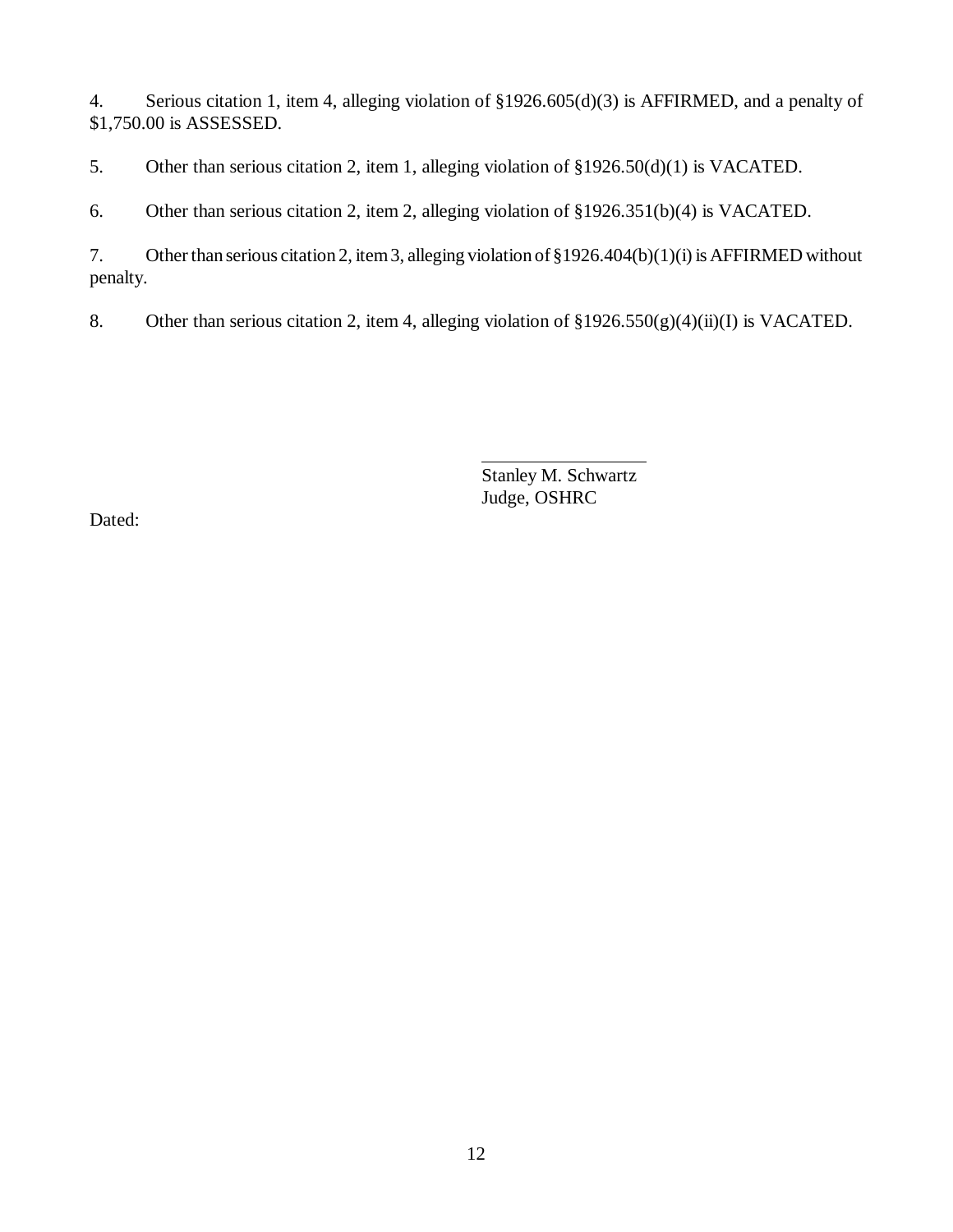4. Serious citation 1, item 4, alleging violation of §1926.605(d)(3) is AFFIRMED, and a penalty of $1,750.00 is ASSESSED.

5. Other than serious citation 2, item 1, alleging violation of §1926.50(d)(1) is VACATED.

6. Other than serious citation 2, item 2, alleging violation of §1926.351(b)(4) is VACATED.

7. Other than serious citation 2, item 3, alleging violation of §1926.404(b)(1)(i) is AFFIRMED without penalty.

8. Other than serious citation 2, item 4, alleging violation of §1926.550(g)(4)(ii)(I) is VACATED.

Stanley M. Schwartz
Judge, OSHRC

Dated: